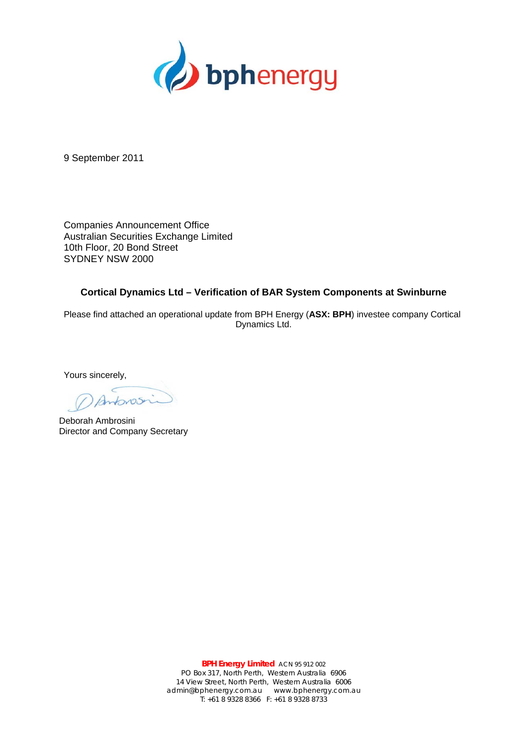bphenergy

9 September 2011

Companies Announcement Office
Australian Securities Exchange Limited
10th Floor, 20 Bond Street
SYDNEY NSW 2000

**Cortical Dynamics Ltd – Verification of BAR System Components at Swinburne**

Please find attached an operational update from BPH Energy (**ASX: BPH**) investee company Cortical Dynamics Ltd.

Yours sincerely,

Deborah Ambrosini
Director and Company Secretary

**BPH Energy Limited** ACN 95 912 002
PO Box 317, North Perth, Western Australia 6906
14 View Street, North Perth, Western Australia 6006
admin@bphenergy.com.au www.bphenergy.com.au
T: +61 8 9328 8366 F: +61 8 9328 8733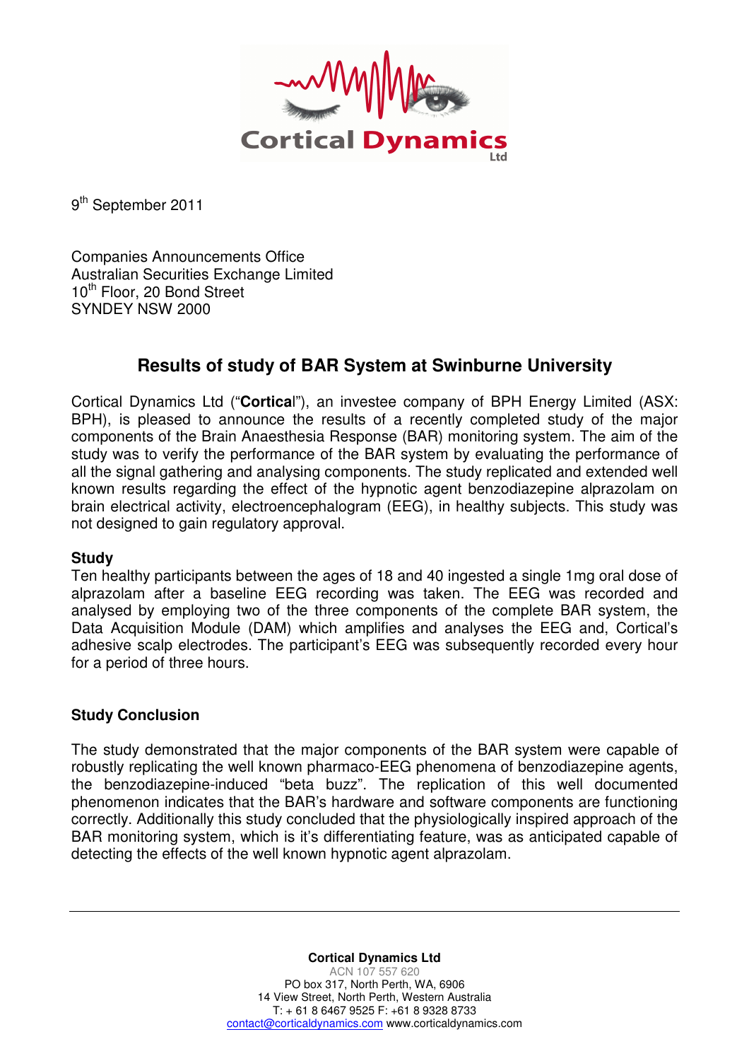9th September 2011

Companies Announcements Office
Australian Securities Exchange Limited
10th Floor, 20 Bond Street
SYNDEY NSW 2000

## Results of study of BAR System at Swinburne University

Cortical Dynamics Ltd ("**Cortical**"), an investee company of BPH Energy Limited (ASX: BPH), is pleased to announce the results of a recently completed study of the major components of the Brain Anaesthesia Response (BAR) monitoring system. The aim of the study was to verify the performance of the BAR system by evaluating the performance of all the signal gathering and analysing components. The study replicated and extended well known results regarding the effect of the hypnotic agent benzodiazepine alprazolam on brain electrical activity, electroencephalogram (EEG), in healthy subjects. This study was not designed to gain regulatory approval.

### Study

Ten healthy participants between the ages of 18 and 40 ingested a single 1mg oral dose of alprazolam after a baseline EEG recording was taken. The EEG was recorded and analysed by employing two of the three components of the complete BAR system, the Data Acquisition Module (DAM) which amplifies and analyses the EEG and, Cortical's adhesive scalp electrodes. The participant's EEG was subsequently recorded every hour for a period of three hours.

### Study Conclusion

The study demonstrated that the major components of the BAR system were capable of robustly replicating the well known pharmaco-EEG phenomena of benzodiazepine agents, the benzodiazepine-induced "beta buzz". The replication of this well documented phenomenon indicates that the BAR's hardware and software components are functioning correctly. Additionally this study concluded that the physiologically inspired approach of the BAR monitoring system, which is it's differentiating feature, was as anticipated capable of detecting the effects of the well known hypnotic agent alprazolam.

---

**Cortical Dynamics Ltd**
ACN 107 557 620
PO box 317, North Perth, WA, 6906
14 View Street, North Perth, Western Australia
T: + 61 8 6467 9525 F: +61 8 9328 8733
contact@corticaldynamics.com www.corticaldynamics.com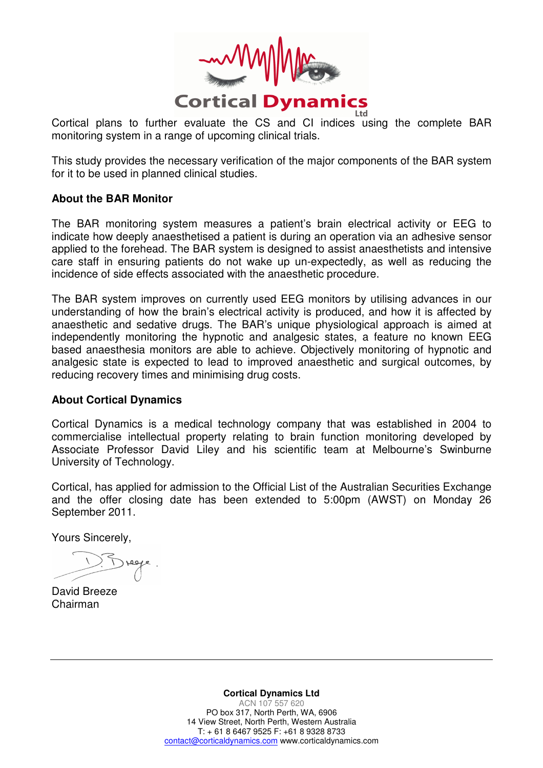Cortical plans to further evaluate the CS and CI indices using the complete BAR monitoring system in a range of upcoming clinical trials.

This study provides the necessary verification of the major components of the BAR system for it to be used in planned clinical studies.

**About the BAR Monitor**

The BAR monitoring system measures a patient's brain electrical activity or EEG to indicate how deeply anaesthetised a patient is during an operation via an adhesive sensor applied to the forehead. The BAR system is designed to assist anaesthetists and intensive care staff in ensuring patients do not wake up un-expectedly, as well as reducing the incidence of side effects associated with the anaesthetic procedure.

The BAR system improves on currently used EEG monitors by utilising advances in our understanding of how the brain's electrical activity is produced, and how it is affected by anaesthetic and sedative drugs. The BAR's unique physiological approach is aimed at independently monitoring the hypnotic and analgesic states, a feature no known EEG based anaesthesia monitors are able to achieve. Objectively monitoring of hypnotic and analgesic state is expected to lead to improved anaesthetic and surgical outcomes, by reducing recovery times and minimising drug costs.

**About Cortical Dynamics**

Cortical Dynamics is a medical technology company that was established in 2004 to commercialise intellectual property relating to brain function monitoring developed by Associate Professor David Liley and his scientific team at Melbourne's Swinburne University of Technology.

Cortical, has applied for admission to the Official List of the Australian Securities Exchange and the offer closing date has been extended to 5:00pm (AWST) on Monday 26 September 2011.

Yours Sincerely,

David Breeze
Chairman

**Cortical Dynamics Ltd**
ACN 107 557 620
PO box 317, North Perth, WA, 6906
14 View Street, North Perth, Western Australia
T: + 61 8 6467 9525 F: +61 8 9328 8733
contact@corticaldynamics.com www.corticaldynamics.com